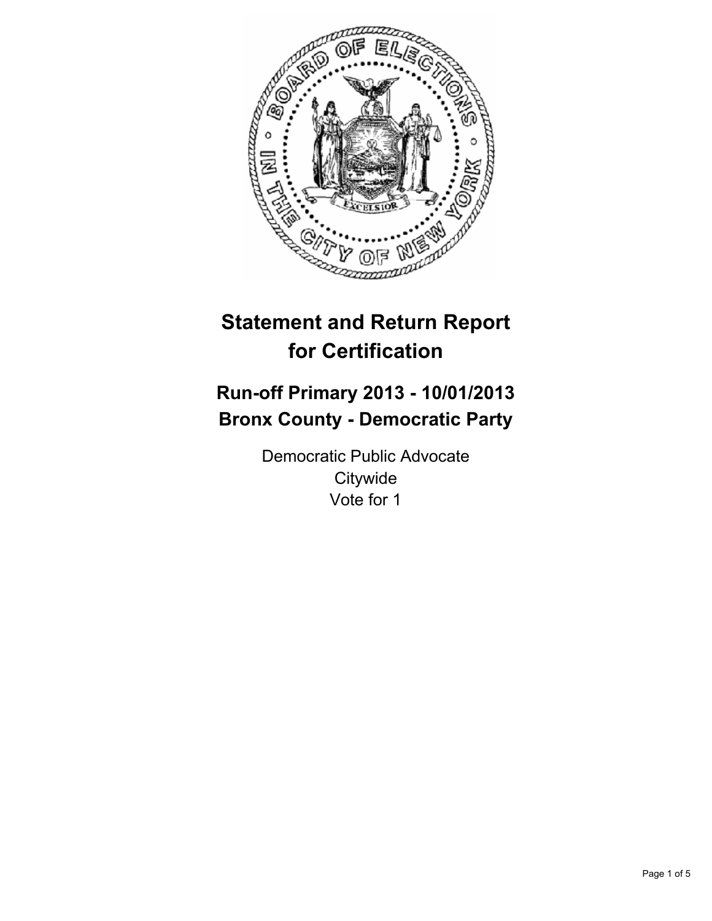# Statement and Return Report for Certification

## Run-off Primary 2013 - 10/01/2013
## Bronx County - Democratic Party

Democratic Public Advocate
Citywide
Vote for 1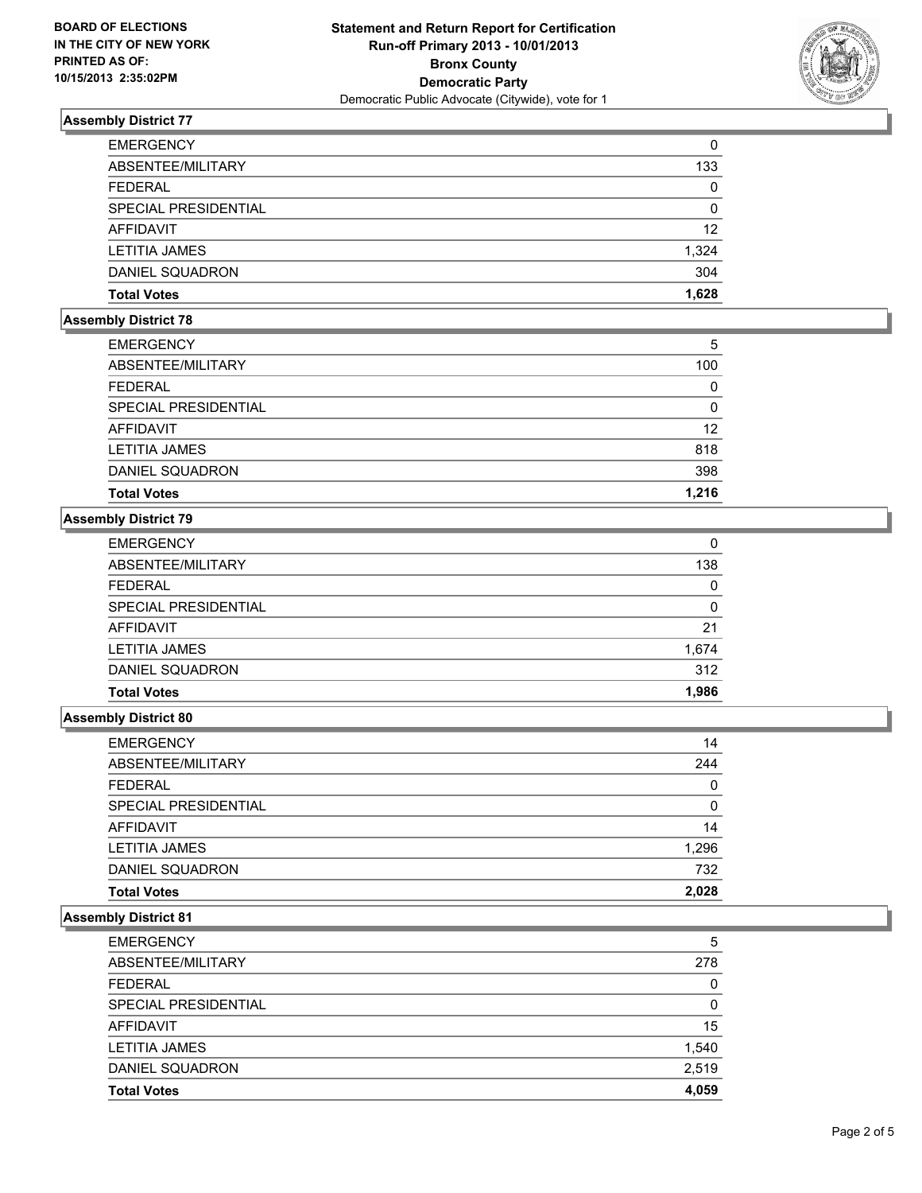BOARD OF ELECTIONS
IN THE CITY OF NEW YORK
PRINTED AS OF:
10/15/2013 2:35:02PM

**Statement and Return Report for Certification**
**Run-off Primary 2013 - 10/01/2013**
**Bronx County**
**Democratic Party**
Democratic Public Advocate (Citywide), vote for 1

### Assembly District 77

| | |
|---|---|
| EMERGENCY | 0 |
| ABSENTEE/MILITARY | 133 |
| FEDERAL | 0 |
| SPECIAL PRESIDENTIAL | 0 |
| AFFIDAVIT | 12 |
| LETITIA JAMES | 1,324 |
| DANIEL SQUADRON | 304 |
| **Total Votes** | **1,628** |

### Assembly District 78

| | |
|---|---|
| EMERGENCY | 5 |
| ABSENTEE/MILITARY | 100 |
| FEDERAL | 0 |
| SPECIAL PRESIDENTIAL | 0 |
| AFFIDAVIT | 12 |
| LETITIA JAMES | 818 |
| DANIEL SQUADRON | 398 |
| **Total Votes** | **1,216** |

### Assembly District 79

| | |
|---|---|
| EMERGENCY | 0 |
| ABSENTEE/MILITARY | 138 |
| FEDERAL | 0 |
| SPECIAL PRESIDENTIAL | 0 |
| AFFIDAVIT | 21 |
| LETITIA JAMES | 1,674 |
| DANIEL SQUADRON | 312 |
| **Total Votes** | **1,986** |

### Assembly District 80

| | |
|---|---|
| EMERGENCY | 14 |
| ABSENTEE/MILITARY | 244 |
| FEDERAL | 0 |
| SPECIAL PRESIDENTIAL | 0 |
| AFFIDAVIT | 14 |
| LETITIA JAMES | 1,296 |
| DANIEL SQUADRON | 732 |
| **Total Votes** | **2,028** |

### Assembly District 81

| | |
|---|---|
| EMERGENCY | 5 |
| ABSENTEE/MILITARY | 278 |
| FEDERAL | 0 |
| SPECIAL PRESIDENTIAL | 0 |
| AFFIDAVIT | 15 |
| LETITIA JAMES | 1,540 |
| DANIEL SQUADRON | 2,519 |
| **Total Votes** | **4,059** |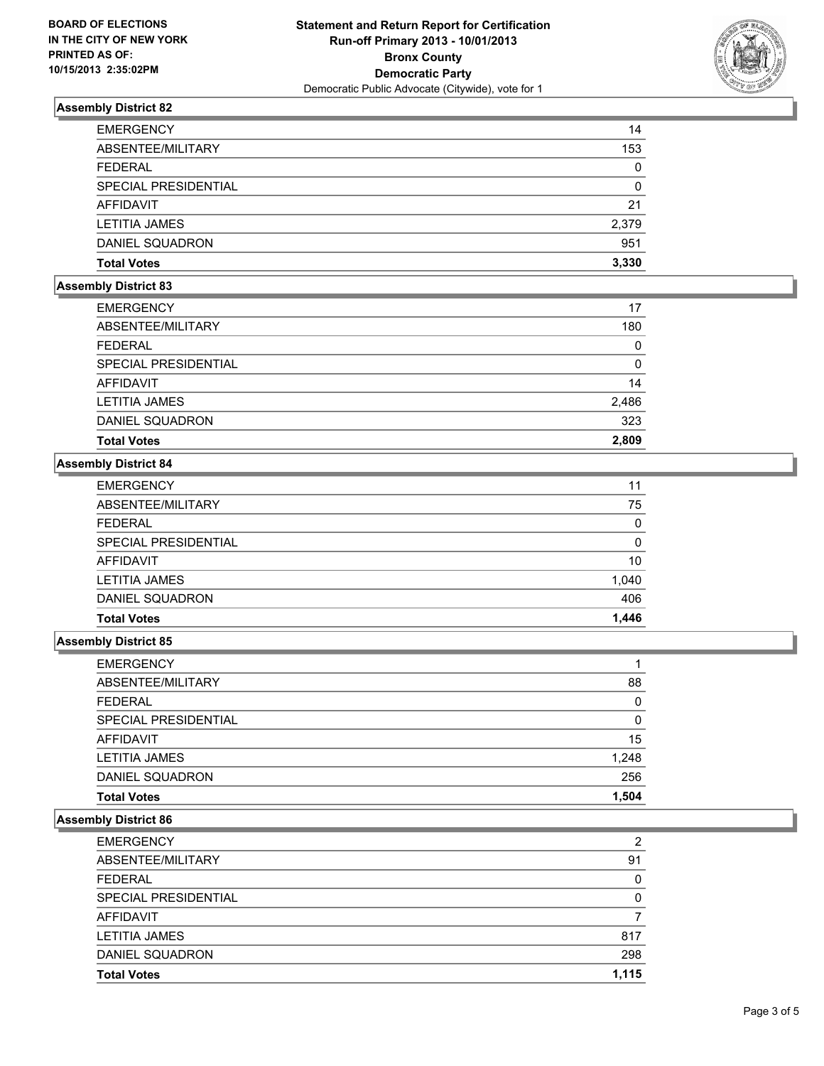**BOARD OF ELECTIONS IN THE CITY OF NEW YORK PRINTED AS OF: 10/15/2013 2:35:02PM**

**Statement and Return Report for Certification**
**Run-off Primary 2013 - 10/01/2013**
**Bronx County**
**Democratic Party**
Democratic Public Advocate (Citywide), vote for 1

### Assembly District 82

| | |
|---|---|
| EMERGENCY | 14 |
| ABSENTEE/MILITARY | 153 |
| FEDERAL | 0 |
| SPECIAL PRESIDENTIAL | 0 |
| AFFIDAVIT | 21 |
| LETITIA JAMES | 2,379 |
| DANIEL SQUADRON | 951 |
| **Total Votes** | **3,330** |

### Assembly District 83

| | |
|---|---|
| EMERGENCY | 17 |
| ABSENTEE/MILITARY | 180 |
| FEDERAL | 0 |
| SPECIAL PRESIDENTIAL | 0 |
| AFFIDAVIT | 14 |
| LETITIA JAMES | 2,486 |
| DANIEL SQUADRON | 323 |
| **Total Votes** | **2,809** |

### Assembly District 84

| | |
|---|---|
| EMERGENCY | 11 |
| ABSENTEE/MILITARY | 75 |
| FEDERAL | 0 |
| SPECIAL PRESIDENTIAL | 0 |
| AFFIDAVIT | 10 |
| LETITIA JAMES | 1,040 |
| DANIEL SQUADRON | 406 |
| **Total Votes** | **1,446** |

### Assembly District 85

| | |
|---|---|
| EMERGENCY | 1 |
| ABSENTEE/MILITARY | 88 |
| FEDERAL | 0 |
| SPECIAL PRESIDENTIAL | 0 |
| AFFIDAVIT | 15 |
| LETITIA JAMES | 1,248 |
| DANIEL SQUADRON | 256 |
| **Total Votes** | **1,504** |

### Assembly District 86

| | |
|---|---|
| EMERGENCY | 2 |
| ABSENTEE/MILITARY | 91 |
| FEDERAL | 0 |
| SPECIAL PRESIDENTIAL | 0 |
| AFFIDAVIT | 7 |
| LETITIA JAMES | 817 |
| DANIEL SQUADRON | 298 |
| **Total Votes** | **1,115** |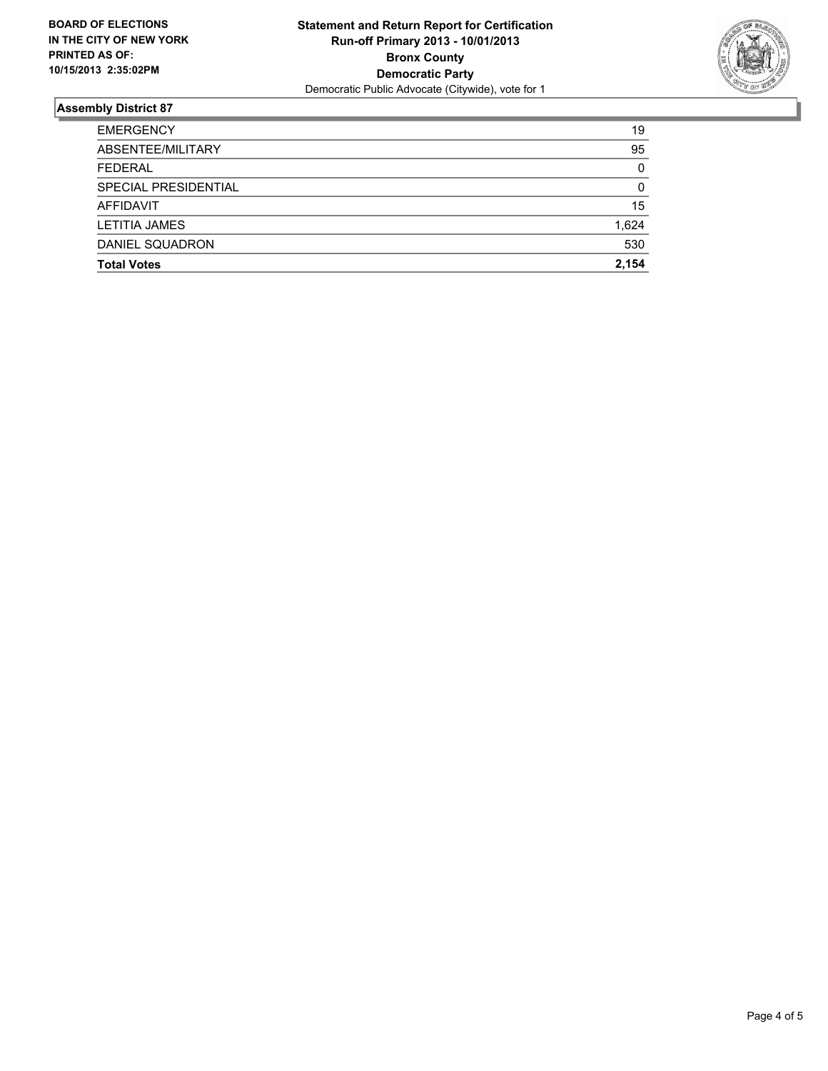**BOARD OF ELECTIONS IN THE CITY OF NEW YORK PRINTED AS OF: 10/15/2013 2:35:02PM**

**Statement and Return Report for Certification**
**Run-off Primary 2013 - 10/01/2013**
**Bronx County**
**Democratic Party**
Democratic Public Advocate (Citywide), vote for 1

## Assembly District 87

| | |
|---|---|
| EMERGENCY | 19 |
| ABSENTEE/MILITARY | 95 |
| FEDERAL | 0 |
| SPECIAL PRESIDENTIAL | 0 |
| AFFIDAVIT | 15 |
| LETITIA JAMES | 1,624 |
| DANIEL SQUADRON | 530 |
| **Total Votes** | **2,154** |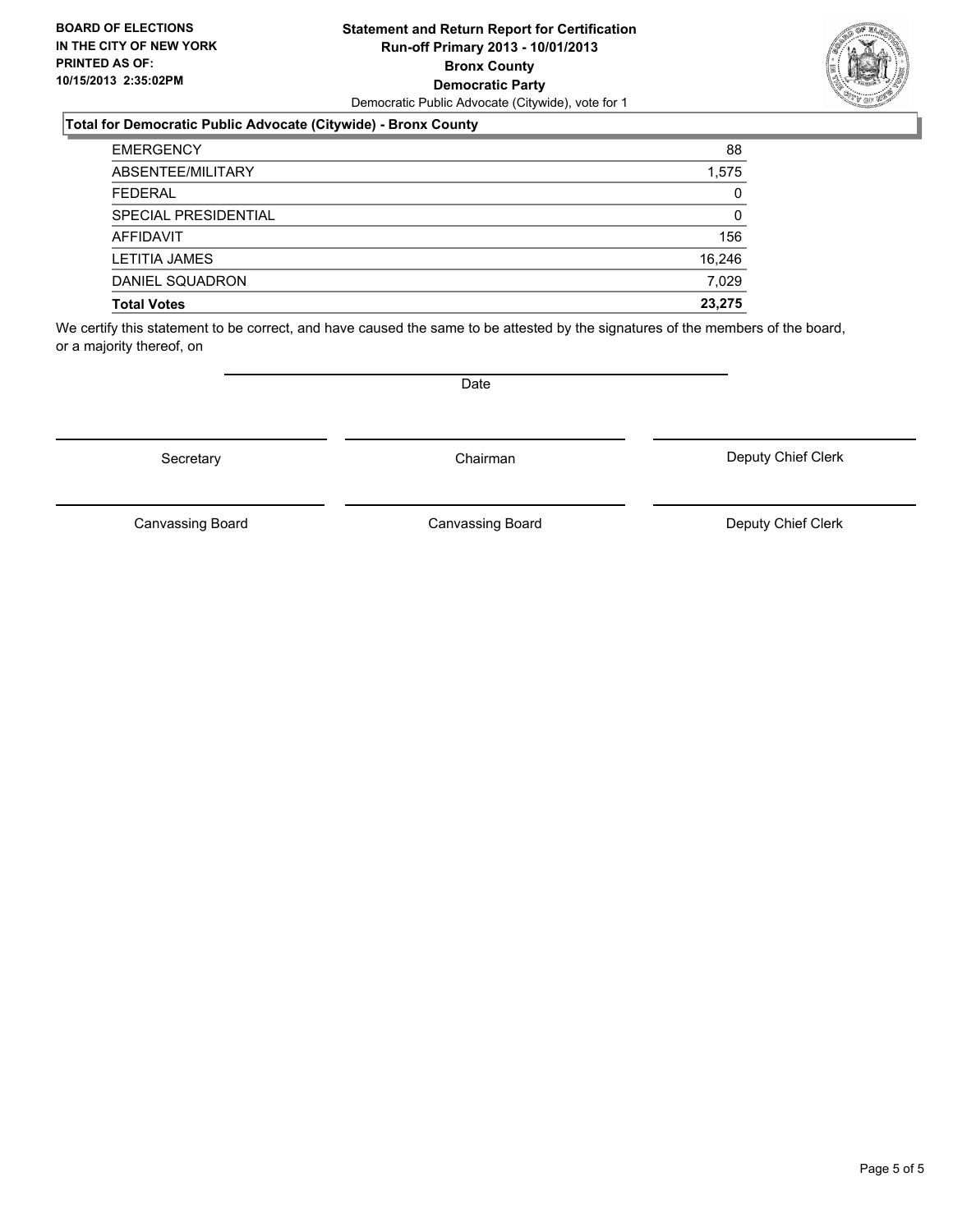**BOARD OF ELECTIONS IN THE CITY OF NEW YORK PRINTED AS OF: 10/15/2013 2:35:02PM**

**Statement and Return Report for Certification**
**Run-off Primary 2013 - 10/01/2013**
**Bronx County**
**Democratic Party**
Democratic Public Advocate (Citywide), vote for 1

## Total for Democratic Public Advocate (Citywide) - Bronx County

| | |
|---|---|
| EMERGENCY | 88 |
| ABSENTEE/MILITARY | 1,575 |
| FEDERAL | 0 |
| SPECIAL PRESIDENTIAL | 0 |
| AFFIDAVIT | 156 |
| LETITIA JAMES | 16,246 |
| DANIEL SQUADRON | 7,029 |
| **Total Votes** | **23,275** |

We certify this statement to be correct, and have caused the same to be attested by the signatures of the members of the board, or a majority thereof, on

Date

Secretary

Chairman

Deputy Chief Clerk

Canvassing Board

Canvassing Board

Deputy Chief Clerk